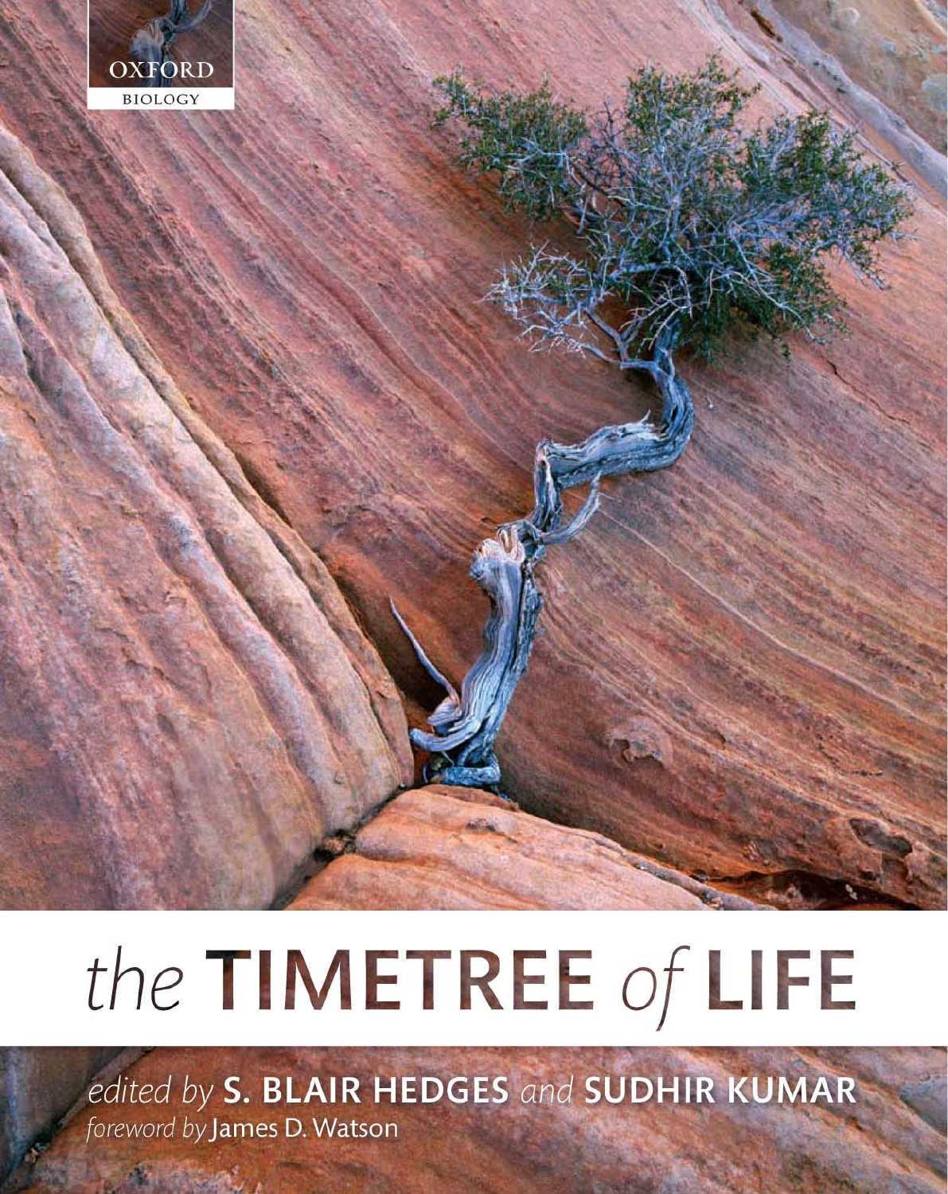OXFORD
BIOLOGY

# the TIMETREE of LIFE

*edited by* **S. BLAIR HEDGES** *and* **SUDHIR KUMAR**

*foreword by* James D. Watson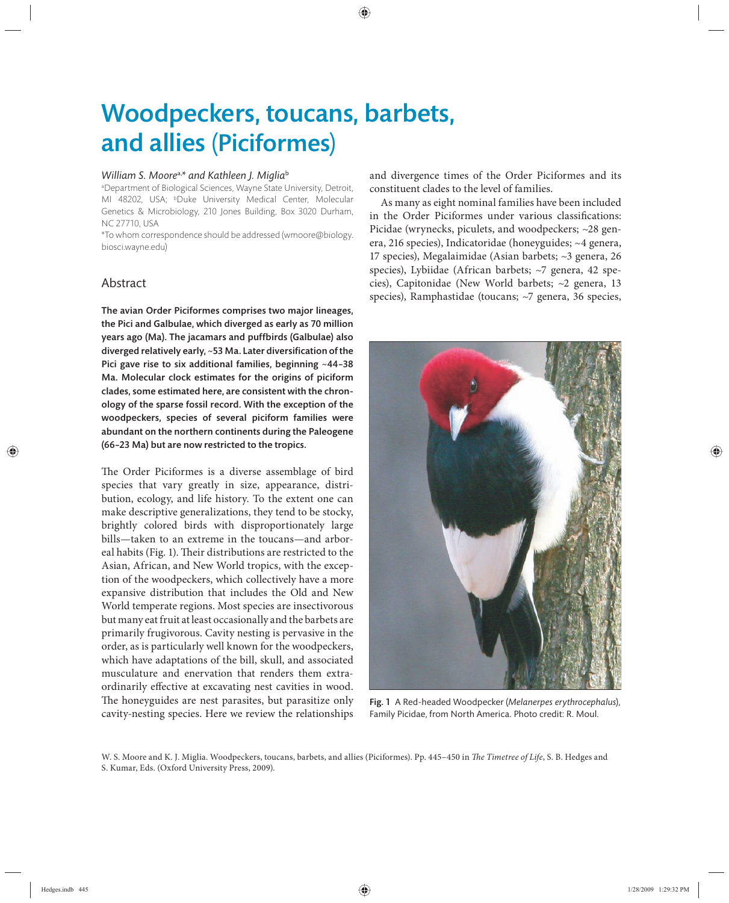# Woodpeckers, toucans, barbets, and allies (Piciformes)

*William S. Moore*[a,*] *and Kathleen J. Miglia*[b]

[a]Department of Biological Sciences, Wayne State University, Detroit, MI 48202, USA; [b]Duke University Medical Center, Molecular Genetics & Microbiology, 210 Jones Building, Box 3020 Durham, NC 27710, USA

*To whom correspondence should be addressed (wmoore@biology.biosci.wayne.edu)

## Abstract

**The avian Order Piciformes comprises two major lineages, the Pici and Galbulae, which diverged as early as 70 million years ago (Ma). The jacamars and puffbirds (Galbulae) also diverged relatively early, ~53 Ma. Later diversification of the Pici gave rise to six additional families, beginning ~44–38 Ma. Molecular clock estimates for the origins of piciform clades, some estimated here, are consistent with the chronology of the sparse fossil record. With the exception of the woodpeckers, species of several piciform families were abundant on the northern continents during the Paleogene (66–23 Ma) but are now restricted to the tropics.**

The Order Piciformes is a diverse assemblage of bird species that vary greatly in size, appearance, distribution, ecology, and life history. To the extent one can make descriptive generalizations, they tend to be stocky, brightly colored birds with disproportionately large bills—taken to an extreme in the toucans—and arboreal habits (Fig. 1). Their distributions are restricted to the Asian, African, and New World tropics, with the exception of the woodpeckers, which collectively have a more expansive distribution that includes the Old and New World temperate regions. Most species are insectivorous but many eat fruit at least occasionally and the barbets are primarily frugivorous. Cavity nesting is pervasive in the order, as is particularly well known for the woodpeckers, which have adaptations of the bill, skull, and associated musculature and enervation that renders them extraordinarily effective at excavating nest cavities in wood. The honeyguides are nest parasites, but parasitize only cavity-nesting species. Here we review the relationships and divergence times of the Order Piciformes and its constituent clades to the level of families.

As many as eight nominal families have been included in the Order Piciformes under various classifications: Picidae (wrynecks, piculets, and woodpeckers; ~28 genera, 216 species), Indicatoridae (honeyguides; ~4 genera, 17 species), Megalaimidae (Asian barbets; ~3 genera, 26 species), Lybiidae (African barbets; ~7 genera, 42 species), Capitonidae (New World barbets; ~2 genera, 13 species), Ramphastidae (toucans; ~7 genera, 36 species,

Fig. 1 A Red-headed Woodpecker (*Melanerpes erythrocephalus*), Family Picidae, from North America. Photo credit: R. Moul.

W. S. Moore and K. J. Miglia. Woodpeckers, toucans, barbets, and allies (Piciformes). Pp. 445–450 in *The Timetree of Life*, S. B. Hedges and S. Kumar, Eds. (Oxford University Press, 2009).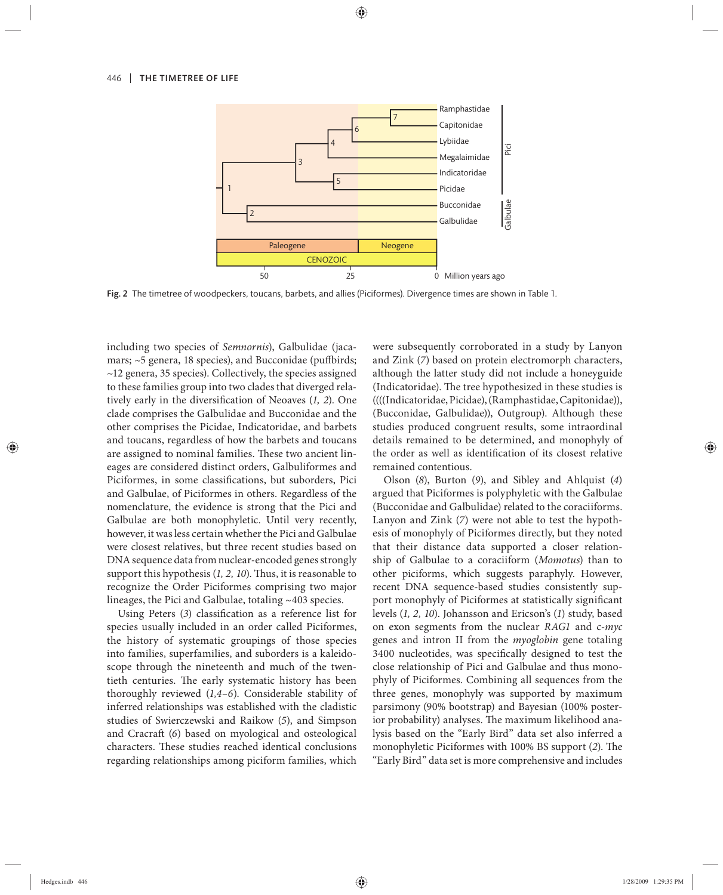Fig. 2 The timetree of woodpeckers, toucans, barbets, and allies (Piciformes). Divergence times are shown in Table 1.

including two species of *Semnornis*), Galbulidae (jacamars; ~5 genera, 18 species), and Bucconidae (puffbirds; ~12 genera, 35 species). Collectively, the species assigned to these families group into two clades that diverged relatively early in the diversification of Neoaves (*1, 2*). One clade comprises the Galbulidae and Bucconidae and the other comprises the Picidae, Indicatoridae, and barbets and toucans, regardless of how the barbets and toucans are assigned to nominal families. These two ancient lineages are considered distinct orders, Galbuliformes and Piciformes, in some classifications, but suborders, Pici and Galbulae, of Piciformes in others. Regardless of the nomenclature, the evidence is strong that the Pici and Galbulae are both monophyletic. Until very recently, however, it was less certain whether the Pici and Galbulae were closest relatives, but three recent studies based on DNA sequence data from nuclear-encoded genes strongly support this hypothesis (*1, 2, 10*). Thus, it is reasonable to recognize the Order Piciformes comprising two major lineages, the Pici and Galbulae, totaling ~403 species.

Using Peters (*3*) classification as a reference list for species usually included in an order called Piciformes, the history of systematic groupings of those species into families, superfamilies, and suborders is a kaleidoscope through the nineteenth and much of the twentieth centuries. The early systematic history has been thoroughly reviewed (*1,4–6*). Considerable stability of inferred relationships was established with the cladistic studies of Swierczewski and Raikow (*5*), and Simpson and Cracraft (*6*) based on myological and osteological characters. These studies reached identical conclusions regarding relationships among piciform families, which were subsequently corroborated in a study by Lanyon and Zink (*7*) based on protein electromorph characters, although the latter study did not include a honeyguide (Indicatoridae). The tree hypothesized in these studies is ((((Indicatoridae, Picidae), (Ramphastidae, Capitonidae)), (Bucconidae, Galbulidae)), Outgroup). Although these studies produced congruent results, some intraordinal details remained to be determined, and monophyly of the order as well as identification of its closest relative remained contentious.

Olson (*8*), Burton (*9*), and Sibley and Ahlquist (*4*) argued that Piciformes is polyphyletic with the Galbulae (Bucconidae and Galbulidae) related to the coraciiforms. Lanyon and Zink (*7*) were not able to test the hypothesis of monophyly of Piciformes directly, but they noted that their distance data supported a closer relationship of Galbulae to a coraciiform (*Momotus*) than to other piciforms, which suggests paraphyly. However, recent DNA sequence-based studies consistently support monophyly of Piciformes at statistically significant levels (*1, 2, 10*). Johansson and Ericson's (*1*) study, based on exon segments from the nuclear *RAG1* and c-*myc* genes and intron II from the *myoglobin* gene totaling 3400 nucleotides, was specifically designed to test the close relationship of Pici and Galbulae and thus monophyly of Piciformes. Combining all sequences from the three genes, monophyly was supported by maximum parsimony (90% bootstrap) and Bayesian (100% posterior probability) analyses. The maximum likelihood analysis based on the "Early Bird" data set also inferred a monophyletic Piciformes with 100% BS support (*2*). The "Early Bird" data set is more comprehensive and includes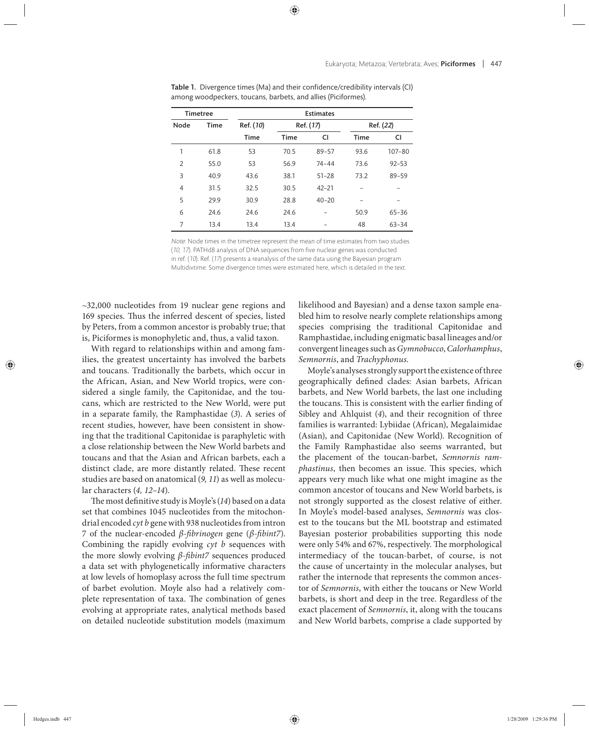**Table 1.** Divergence times (Ma) and their confidence/credibility intervals (CI) among woodpeckers, toucans, barbets, and allies (Piciformes).

| Timetree | | Estimates | | | | |
|---|---|---|---|---|---|---|
| | | Ref. (*10*) | Ref. (*17*) | | Ref. (*22*) | |
| Node | Time | Time | Time | CI | Time | CI |
| 1 | 61.8 | 53 | 70.5 | 89–57 | 93.6 | 107–80 |
| 2 | 55.0 | 53 | 56.9 | 74–44 | 73.6 | 92–53 |
| 3 | 40.9 | 43.6 | 38.1 | 51–28 | 73.2 | 89–59 |
| 4 | 31.5 | 32.5 | 30.5 | 42–21 | – | – |
| 5 | 29.9 | 30.9 | 28.8 | 40–20 | – | – |
| 6 | 24.6 | 24.6 | 24.6 | – | 50.9 | 65–36 |
| 7 | 13.4 | 13.4 | 13.4 | – | 48 | 63–34 |

*Note*: Node times in the timetree represent the mean of time estimates from two studies (*10*, *17*). PATHd8 analysis of DNA sequences from five nuclear genes was conducted in ref. (*10*). Ref. (*17*) presents a reanalysis of the same data using the Bayesian program Multidivtime. Some divergence times were estimated here, which is detailed in the text.

~32,000 nucleotides from 19 nuclear gene regions and 169 species. Thus the inferred descent of species, listed by Peters, from a common ancestor is probably true; that is, Piciformes is monophyletic and, thus, a valid taxon.

With regard to relationships within and among families, the greatest uncertainty has involved the barbets and toucans. Traditionally the barbets, which occur in the African, Asian, and New World tropics, were considered a single family, the Capitonidae, and the toucans, which are restricted to the New World, were put in a separate family, the Ramphastidae (*3*). A series of recent studies, however, have been consistent in showing that the traditional Capitonidae is paraphyletic with a close relationship between the New World barbets and toucans and that the Asian and African barbets, each a distinct clade, are more distantly related. These recent studies are based on anatomical (*9, 11*) as well as molecular characters (*4, 12–14*).

The most definitive study is Moyle's (*14*) based on a data set that combines 1045 nucleotides from the mitochondrial encoded *cyt b* gene with 938 nucleotides from intron 7 of the nuclear-encoded *β-fibrinogen* gene (*β-fibint7*). Combining the rapidly evolving *cyt b* sequences with the more slowly evolving *β-fibint7* sequences produced a data set with phylogenetically informative characters at low levels of homoplasy across the full time spectrum of barbet evolution. Moyle also had a relatively complete representation of taxa. The combination of genes evolving at appropriate rates, analytical methods based on detailed nucleotide substitution models (maximum likelihood and Bayesian) and a dense taxon sample enabled him to resolve nearly complete relationships among species comprising the traditional Capitonidae and Ramphastidae, including enigmatic basal lineages and/or convergent lineages such as *Gymnobucco*, *Calorhamphus*, *Semnornis*, and *Trachyphonus*.

Moyle's analyses strongly support the existence of three geographically defined clades: Asian barbets, African barbets, and New World barbets, the last one including the toucans. This is consistent with the earlier finding of Sibley and Ahlquist (*4*), and their recognition of three families is warranted: Lybiidae (African), Megalaimidae (Asian), and Capitonidae (New World). Recognition of the Family Ramphastidae also seems warranted, but the placement of the toucan-barbet, *Semnornis ramphastinus*, then becomes an issue. This species, which appears very much like what one might imagine as the common ancestor of toucans and New World barbets, is not strongly supported as the closest relative of either. In Moyle's model-based analyses, *Semnornis* was closest to the toucans but the ML bootstrap and estimated Bayesian posterior probabilities supporting this node were only 54% and 67%, respectively. The morphological intermediacy of the toucan-barbet, of course, is not the cause of uncertainty in the molecular analyses, but rather the internode that represents the common ancestor of *Semnornis*, with either the toucans or New World barbets, is short and deep in the tree. Regardless of the exact placement of *Semnornis*, it, along with the toucans and New World barbets, comprise a clade supported by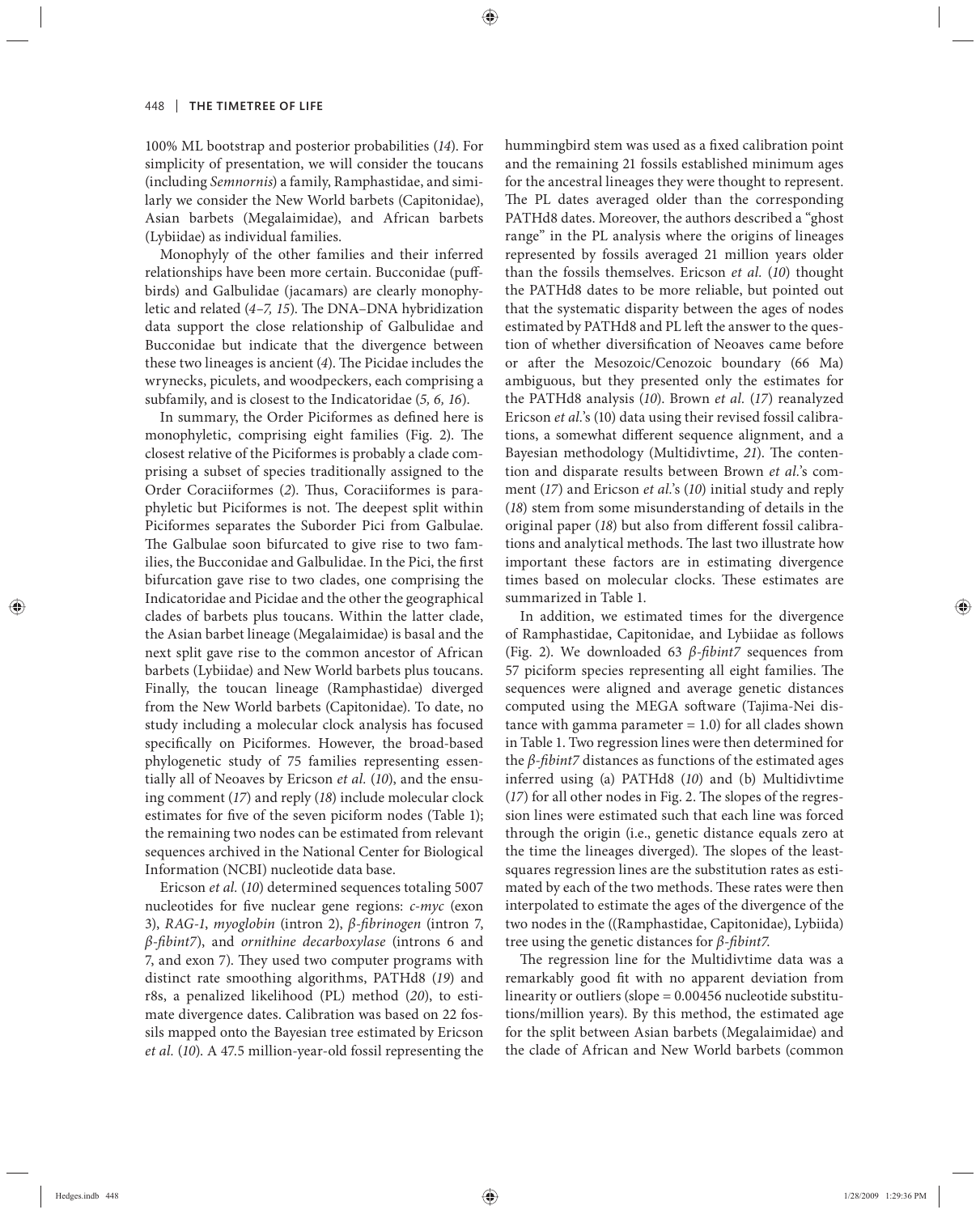100% ML bootstrap and posterior probabilities (*14*). For simplicity of presentation, we will consider the toucans (including *Semnornis*) a family, Ramphastidae, and similarly we consider the New World barbets (Capitonidae), Asian barbets (Megalaimidae), and African barbets (Lybiidae) as individual families.

Monophyly of the other families and their inferred relationships have been more certain. Bucconidae (puffbirds) and Galbulidae (jacamars) are clearly monophyletic and related (*4–7, 15*). The DNA–DNA hybridization data support the close relationship of Galbulidae and Bucconidae but indicate that the divergence between these two lineages is ancient (*4*). The Picidae includes the wrynecks, piculets, and woodpeckers, each comprising a subfamily, and is closest to the Indicatoridae (*5, 6, 16*).

In summary, the Order Piciformes as defined here is monophyletic, comprising eight families (Fig. 2). The closest relative of the Piciformes is probably a clade comprising a subset of species traditionally assigned to the Order Coraciiformes (*2*). Thus, Coraciiformes is paraphyletic but Piciformes is not. The deepest split within Piciformes separates the Suborder Pici from Galbulae. The Galbulae soon bifurcated to give rise to two families, the Bucconidae and Galbulidae. In the Pici, the first bifurcation gave rise to two clades, one comprising the Indicatoridae and Picidae and the other the geographical clades of barbets plus toucans. Within the latter clade, the Asian barbet lineage (Megalaimidae) is basal and the next split gave rise to the common ancestor of African barbets (Lybiidae) and New World barbets plus toucans. Finally, the toucan lineage (Ramphastidae) diverged from the New World barbets (Capitonidae). To date, no study including a molecular clock analysis has focused specifically on Piciformes. However, the broad-based phylogenetic study of 75 families representing essentially all of Neoaves by Ericson *et al.* (*10*), and the ensuing comment (*17*) and reply (*18*) include molecular clock estimates for five of the seven piciform nodes (Table 1); the remaining two nodes can be estimated from relevant sequences archived in the National Center for Biological Information (NCBI) nucleotide data base.

Ericson *et al.* (*10*) determined sequences totaling 5007 nucleotides for five nuclear gene regions: *c-myc* (exon 3), *RAG-1*, *myoglobin* (intron 2), *β-fibrinogen* (intron 7, *β-fibint7*), and *ornithine decarboxylase* (introns 6 and 7, and exon 7). They used two computer programs with distinct rate smoothing algorithms, PATHd8 (*19*) and r8s, a penalized likelihood (PL) method (*20*), to estimate divergence dates. Calibration was based on 22 fossils mapped onto the Bayesian tree estimated by Ericson *et al.* (*10*). A 47.5 million-year-old fossil representing the hummingbird stem was used as a fixed calibration point and the remaining 21 fossils established minimum ages for the ancestral lineages they were thought to represent. The PL dates averaged older than the corresponding PATHd8 dates. Moreover, the authors described a "ghost range" in the PL analysis where the origins of lineages represented by fossils averaged 21 million years older than the fossils themselves. Ericson *et al.* (*10*) thought the PATHd8 dates to be more reliable, but pointed out that the systematic disparity between the ages of nodes estimated by PATHd8 and PL left the answer to the question of whether diversification of Neoaves came before or after the Mesozoic/Cenozoic boundary (66 Ma) ambiguous, but they presented only the estimates for the PATHd8 analysis (*10*). Brown *et al.* (*17*) reanalyzed Ericson *et al.*'s (10) data using their revised fossil calibrations, a somewhat different sequence alignment, and a Bayesian methodology (Multidivtime, *21*). The contention and disparate results between Brown *et al.*'s comment (*17*) and Ericson *et al.*'s (*10*) initial study and reply (*18*) stem from some misunderstanding of details in the original paper (*18*) but also from different fossil calibrations and analytical methods. The last two illustrate how important these factors are in estimating divergence times based on molecular clocks. These estimates are summarized in Table 1.

In addition, we estimated times for the divergence of Ramphastidae, Capitonidae, and Lybiidae as follows (Fig. 2). We downloaded 63 *β-fibint7* sequences from 57 piciform species representing all eight families. The sequences were aligned and average genetic distances computed using the MEGA software (Tajima-Nei distance with gamma parameter = 1.0) for all clades shown in Table 1. Two regression lines were then determined for the *β-fibint7* distances as functions of the estimated ages inferred using (a) PATHd8 (*10*) and (b) Multidivtime (*17*) for all other nodes in Fig. 2. The slopes of the regression lines were estimated such that each line was forced through the origin (i.e., genetic distance equals zero at the time the lineages diverged). The slopes of the least-squares regression lines are the substitution rates as estimated by each of the two methods. These rates were then interpolated to estimate the ages of the divergence of the two nodes in the ((Ramphastidae, Capitonidae), Lybiida) tree using the genetic distances for *β-fibint7*.

The regression line for the Multidivtime data was a remarkably good fit with no apparent deviation from linearity or outliers (slope = 0.00456 nucleotide substitutions/million years). By this method, the estimated age for the split between Asian barbets (Megalaimidae) and the clade of African and New World barbets (common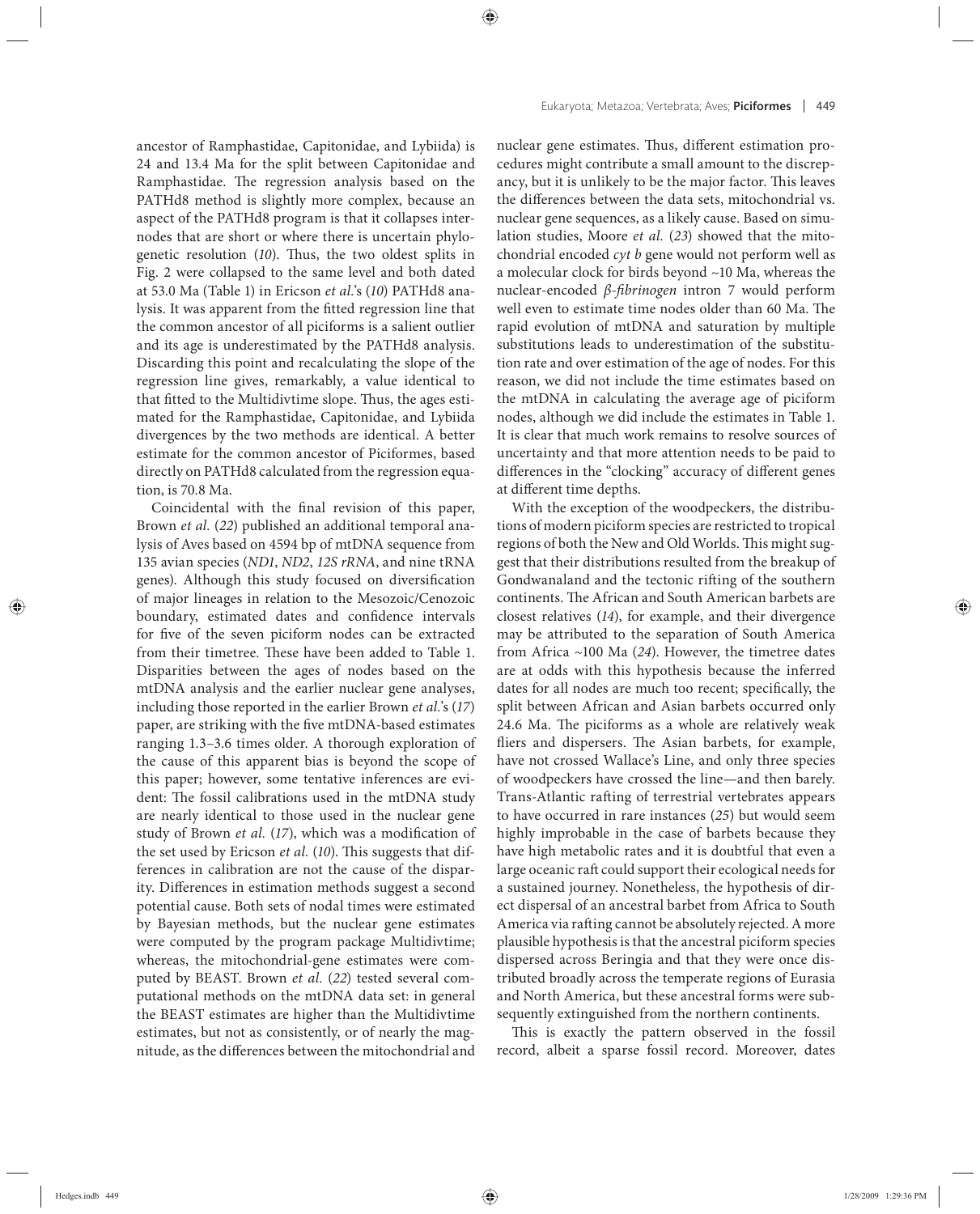ancestor of Ramphastidae, Capitonidae, and Lybiida) is 24 and 13.4 Ma for the split between Capitonidae and Ramphastidae. The regression analysis based on the PATHd8 method is slightly more complex, because an aspect of the PATHd8 program is that it collapses internodes that are short or where there is uncertain phylogenetic resolution (*10*). Thus, the two oldest splits in Fig. 2 were collapsed to the same level and both dated at 53.0 Ma (Table 1) in Ericson *et al.*'s (*10*) PATHd8 analysis. It was apparent from the fitted regression line that the common ancestor of all piciforms is a salient outlier and its age is underestimated by the PATHd8 analysis. Discarding this point and recalculating the slope of the regression line gives, remarkably, a value identical to that fitted to the Multidivtime slope. Thus, the ages estimated for the Ramphastidae, Capitonidae, and Lybiida divergences by the two methods are identical. A better estimate for the common ancestor of Piciformes, based directly on PATHd8 calculated from the regression equation, is 70.8 Ma.

Coincidental with the final revision of this paper, Brown *et al.* (*22*) published an additional temporal analysis of Aves based on 4594 bp of mtDNA sequence from 135 avian species (*ND1*, *ND2*, *12S rRNA*, and nine tRNA genes). Although this study focused on diversification of major lineages in relation to the Mesozoic/Cenozoic boundary, estimated dates and confidence intervals for five of the seven piciform nodes can be extracted from their timetree. These have been added to Table 1. Disparities between the ages of nodes based on the mtDNA analysis and the earlier nuclear gene analyses, including those reported in the earlier Brown *et al.*'s (*17*) paper, are striking with the five mtDNA-based estimates ranging 1.3–3.6 times older. A thorough exploration of the cause of this apparent bias is beyond the scope of this paper; however, some tentative inferences are evident: The fossil calibrations used in the mtDNA study are nearly identical to those used in the nuclear gene study of Brown *et al.* (*17*), which was a modification of the set used by Ericson *et al.* (*10*). This suggests that differences in calibration are not the cause of the disparity. Differences in estimation methods suggest a second potential cause. Both sets of nodal times were estimated by Bayesian methods, but the nuclear gene estimates were computed by the program package Multidivtime; whereas, the mitochondrial-gene estimates were computed by BEAST. Brown *et al.* (*22*) tested several computational methods on the mtDNA data set: in general the BEAST estimates are higher than the Multidivtime estimates, but not as consistently, or of nearly the magnitude, as the differences between the mitochondrial and nuclear gene estimates. Thus, different estimation procedures might contribute a small amount to the discrepancy, but it is unlikely to be the major factor. This leaves the differences between the data sets, mitochondrial vs. nuclear gene sequences, as a likely cause. Based on simulation studies, Moore *et al.* (*23*) showed that the mitochondrial encoded *cyt b* gene would not perform well as a molecular clock for birds beyond ~10 Ma, whereas the nuclear-encoded *β-fibrinogen* intron 7 would perform well even to estimate time nodes older than 60 Ma. The rapid evolution of mtDNA and saturation by multiple substitutions leads to underestimation of the substitution rate and over estimation of the age of nodes. For this reason, we did not include the time estimates based on the mtDNA in calculating the average age of piciform nodes, although we did include the estimates in Table 1. It is clear that much work remains to resolve sources of uncertainty and that more attention needs to be paid to differences in the "clocking" accuracy of different genes at different time depths.

With the exception of the woodpeckers, the distributions of modern piciform species are restricted to tropical regions of both the New and Old Worlds. This might suggest that their distributions resulted from the breakup of Gondwanaland and the tectonic rifting of the southern continents. The African and South American barbets are closest relatives (*14*), for example, and their divergence may be attributed to the separation of South America from Africa ~100 Ma (*24*). However, the timetree dates are at odds with this hypothesis because the inferred dates for all nodes are much too recent; specifically, the split between African and Asian barbets occurred only 24.6 Ma. The piciforms as a whole are relatively weak fliers and dispersers. The Asian barbets, for example, have not crossed Wallace's Line, and only three species of woodpeckers have crossed the line—and then barely. Trans-Atlantic rafting of terrestrial vertebrates appears to have occurred in rare instances (*25*) but would seem highly improbable in the case of barbets because they have high metabolic rates and it is doubtful that even a large oceanic raft could support their ecological needs for a sustained journey. Nonetheless, the hypothesis of direct dispersal of an ancestral barbet from Africa to South America via rafting cannot be absolutely rejected. A more plausible hypothesis is that the ancestral piciform species dispersed across Beringia and that they were once distributed broadly across the temperate regions of Eurasia and North America, but these ancestral forms were subsequently extinguished from the northern continents.

This is exactly the pattern observed in the fossil record, albeit a sparse fossil record. Moreover, dates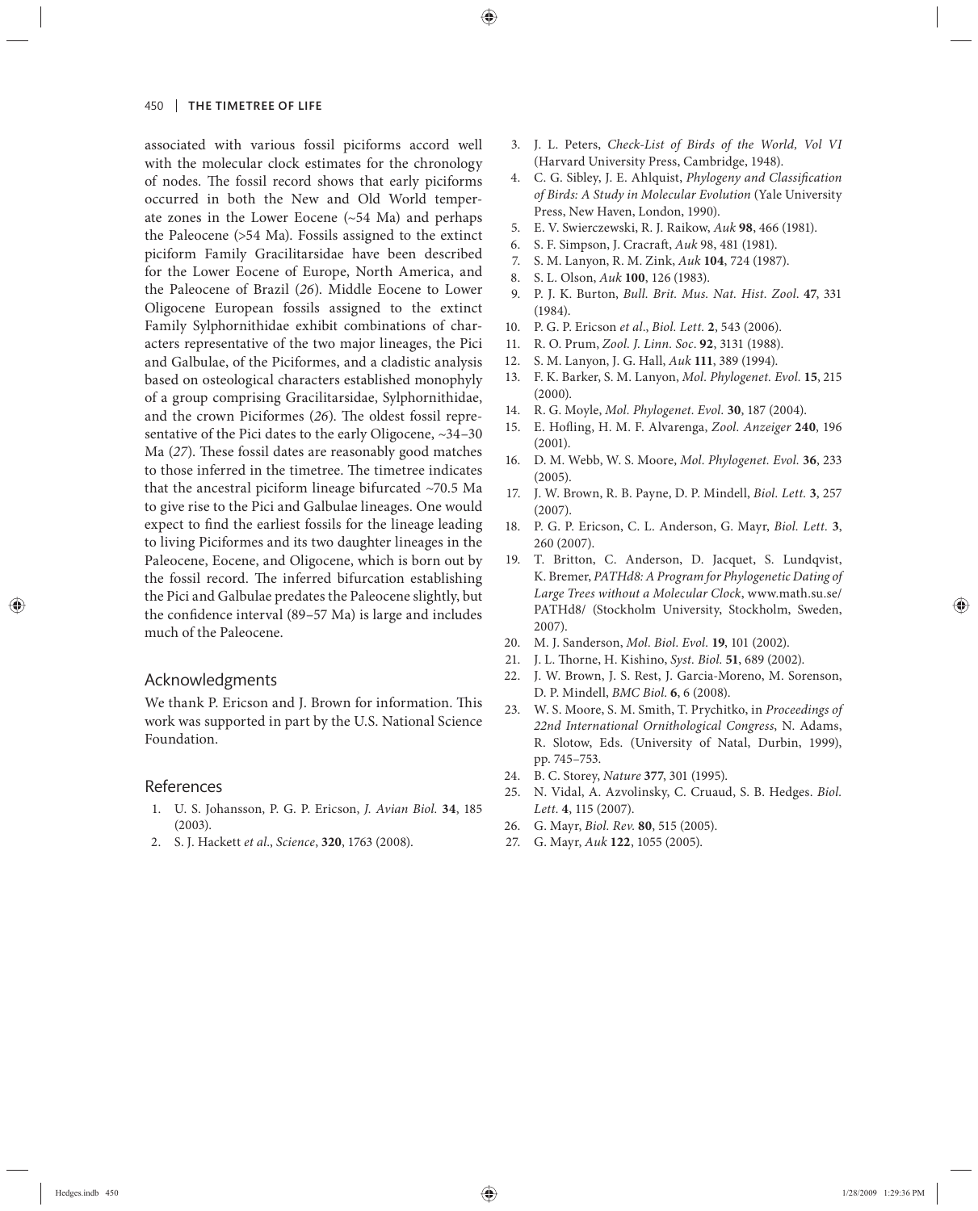associated with various fossil piciforms accord well with the molecular clock estimates for the chronology of nodes. The fossil record shows that early piciforms occurred in both the New and Old World temperate zones in the Lower Eocene (~54 Ma) and perhaps the Paleocene (>54 Ma). Fossils assigned to the extinct piciform Family Gracilitarsidae have been described for the Lower Eocene of Europe, North America, and the Paleocene of Brazil (*26*). Middle Eocene to Lower Oligocene European fossils assigned to the extinct Family Sylphornithidae exhibit combinations of characters representative of the two major lineages, the Pici and Galbulae, of the Piciformes, and a cladistic analysis based on osteological characters established monophyly of a group comprising Gracilitarsidae, Sylphornithidae, and the crown Piciformes (*26*). The oldest fossil representative of the Pici dates to the early Oligocene, ~34–30 Ma (*27*). These fossil dates are reasonably good matches to those inferred in the timetree. The timetree indicates that the ancestral piciform lineage bifurcated ~70.5 Ma to give rise to the Pici and Galbulae lineages. One would expect to find the earliest fossils for the lineage leading to living Piciformes and its two daughter lineages in the Paleocene, Eocene, and Oligocene, which is born out by the fossil record. The inferred bifurcation establishing the Pici and Galbulae predates the Paleocene slightly, but the confidence interval (89–57 Ma) is large and includes much of the Paleocene.

## Acknowledgments

We thank P. Ericson and J. Brown for information. This work was supported in part by the U.S. National Science Foundation.

## References

1. U. S. Johansson, P. G. P. Ericson, *J. Avian Biol.* **34**, 185 (2003).
2. S. J. Hackett *et al.*, *Science*, **320**, 1763 (2008).
3. J. L. Peters, *Check-List of Birds of the World, Vol VI* (Harvard University Press, Cambridge, 1948).
4. C. G. Sibley, J. E. Ahlquist, *Phylogeny and Classification of Birds: A Study in Molecular Evolution* (Yale University Press, New Haven, London, 1990).
5. E. V. Swierczewski, R. J. Raikow, *Auk* **98**, 466 (1981).
6. S. F. Simpson, J. Cracraft, *Auk* 98, 481 (1981).
7. S. M. Lanyon, R. M. Zink, *Auk* **104**, 724 (1987).
8. S. L. Olson, *Auk* **100**, 126 (1983).
9. P. J. K. Burton, *Bull. Brit. Mus. Nat. Hist. Zool.* **47**, 331 (1984).
10. P. G. P. Ericson *et al.*, *Biol. Lett.* **2**, 543 (2006).
11. R. O. Prum, *Zool. J. Linn. Soc.* **92**, 3131 (1988).
12. S. M. Lanyon, J. G. Hall, *Auk* **111**, 389 (1994).
13. F. K. Barker, S. M. Lanyon, *Mol. Phylogenet. Evol.* **15**, 215 (2000).
14. R. G. Moyle, *Mol. Phylogenet. Evol.* **30**, 187 (2004).
15. E. Hofling, H. M. F. Alvarenga, *Zool. Anzeiger* **240**, 196 (2001).
16. D. M. Webb, W. S. Moore, *Mol. Phylogenet. Evol.* **36**, 233 (2005).
17. J. W. Brown, R. B. Payne, D. P. Mindell, *Biol. Lett.* **3**, 257 (2007).
18. P. G. P. Ericson, C. L. Anderson, G. Mayr, *Biol. Lett.* **3**, 260 (2007).
19. T. Britton, C. Anderson, D. Jacquet, S. Lundqvist, K. Bremer, *PATHd8: A Program for Phylogenetic Dating of Large Trees without a Molecular Clock*, www.math.su.se/PATHd8/ (Stockholm University, Stockholm, Sweden, 2007).
20. M. J. Sanderson, *Mol. Biol. Evol.* **19**, 101 (2002).
21. J. L. Thorne, H. Kishino, *Syst. Biol.* **51**, 689 (2002).
22. J. W. Brown, J. S. Rest, J. Garcia-Moreno, M. Sorenson, D. P. Mindell, *BMC Biol.* **6**, 6 (2008).
23. W. S. Moore, S. M. Smith, T. Prychitko, in *Proceedings of 22nd International Ornithological Congress*, N. Adams, R. Slotow, Eds. (University of Natal, Durbin, 1999), pp. 745–753.
24. B. C. Storey, *Nature* **377**, 301 (1995).
25. N. Vidal, A. Azvolinsky, C. Cruaud, S. B. Hedges. *Biol. Lett.* **4**, 115 (2007).
26. G. Mayr, *Biol. Rev.* **80**, 515 (2005).
27. G. Mayr, *Auk* **122**, 1055 (2005).